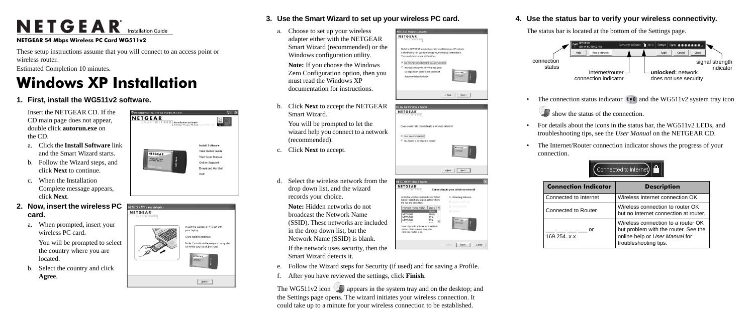# NETGEAR Installation Guide

**NETGEAR 54 Mbps Wireless PC Card WG511v2**

These setup instructions assume that you will connect to an access point or wireless router.

Estimated Completion 10 minutes.

# Windows XP Installation

## 1. First, install the WG511v2 software.

Insert the NETGEAR CD. If the CD main page does not appear, double click **autorun.exe** on the CD.

a. Click the **Install Software** link and the Smart Wizard starts.

b. Follow the Wizard steps, and click **Next** to continue.

c. When the Installation Complete message appears, click **Next**.

## 2. Now, insert the wireless PC card.

a. When prompted, insert your wireless PC card.

You will be prompted to select the country where you are located.

b. Select the country and click **Agree**.

## 3. Use the Smart Wizard to set up your wireless PC card.

a. Choose to set up your wireless adapter either with the NETGEAR Smart Wizard (recommended) or the Windows configuration utility.

**Note:** If you choose the Windows Zero Configuration option, then you must read the Windows XP documentation for instructions.

b. Click **Next** to accept the NETGEAR Smart Wizard.

You will be prompted to let the wizard help you connect to a network (recommended).

c. Click **Next** to accept.

d. Select the wireless network from the drop down list, and the wizard records your choice.

**Note:** Hidden networks do not broadcast the Network Name (SSID). These networks are included in the drop down list, but the Network Name (SSID) is blank.

If the network uses security, then the Smart Wizard detects it.

e. Follow the Wizard steps for Security (if used) and for saving a Profile.

f. After you have reviewed the settings, click **Finish**.

The WG511v2 icon appears in the system tray and on the desktop; and the Settings page opens. The wizard initiates your wireless connection. It could take up to a minute for your wireless connection to be established.

## 4. Use the status bar to verify your wireless connectivity.

The status bar is located at the bottom of the Settings page.

connection status

Internet/router connection indicator

**unlocked:** network does not use security

signal strength indicator

- The connection status indicator and the WG511v2 system tray icon show the status of the connection.
- For details about the icons in the status bar, the WG511v2 LEDs, and troubleshooting tips, see the *User Manual* on the NETGEAR CD.
- The Internet/Router connection indicator shows the progress of your connection.

| Connection Indicator | Description |
|---|---|
| Connected to Internet | Wireless Internet connection OK. |
| Connected to Router | Wireless connection to router OK but no Internet connection at router. |
| \_\_\_.\_\_\_.\_\_\_.\_\_\_ or 169.254..x.x | Wireless connection to a router OK but problem with the router. See the online help or *User Manual* for troubleshooting tips. |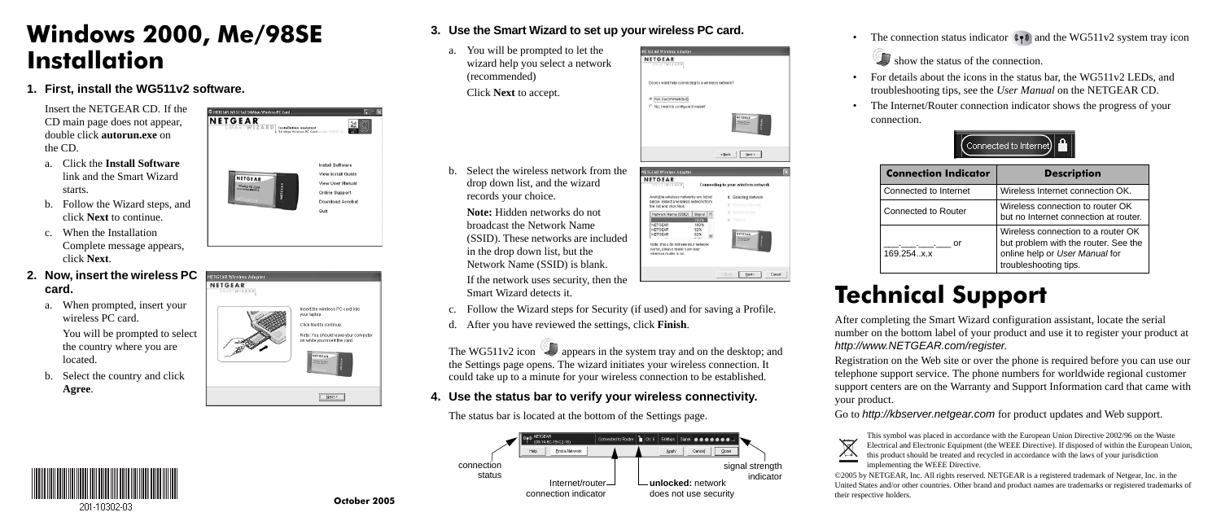# Windows 2000, Me/98SE Installation

## 1. First, install the WG511v2 software.

Insert the NETGEAR CD. If the CD main page does not appear, double click **autorun.exe** on the CD.

a. Click the **Install Software** link and the Smart Wizard starts.

b. Follow the Wizard steps, and click **Next** to continue.

c. When the Installation Complete message appears, click **Next**.

## 2. Now, insert the wireless PC card.

a. When prompted, insert your wireless PC card.

You will be prompted to select the country where you are located.

b. Select the country and click **Agree**.

201-10302-03

October 2005

## 3. Use the Smart Wizard to set up your wireless PC card.

a. You will be prompted to let the wizard help you select a network (recommended)

Click **Next** to accept.

b. Select the wireless network from the drop down list, and the wizard records your choice.

**Note:** Hidden networks do not broadcast the Network Name (SSID). These networks are included in the drop down list, but the Network Name (SSID) is blank.

If the network uses security, then the Smart Wizard detects it.

c. Follow the Wizard steps for Security (if used) and for saving a Profile.

d. After you have reviewed the settings, click **Finish**.

The WG511v2 icon appears in the system tray and on the desktop; and the Settings page opens. The wizard initiates your wireless connection. It could take up to a minute for your wireless connection to be established.

## 4. Use the status bar to verify your wireless connectivity.

The status bar is located at the bottom of the Settings page.

connection status

Internet/router connection indicator

**unlocked:** network does not use security

signal strength indicator

- The connection status indicator and the WG511v2 system tray icon show the status of the connection.
- For details about the icons in the status bar, the WG511v2 LEDs, and troubleshooting tips, see the *User Manual* on the NETGEAR CD.
- The Internet/Router connection indicator shows the progress of your connection.

Connected to Internet

| Connection Indicator | Description |
|---|---|
| Connected to Internet | Wireless Internet connection OK. |
| Connected to Router | Wireless connection to router OK but no Internet connection at router. |
| ___.___.___.___ or 169.254..x.x | Wireless connection to a router OK but problem with the router. See the online help or *User Manual* for troubleshooting tips. |

# Technical Support

After completing the Smart Wizard configuration assistant, locate the serial number on the bottom label of your product and use it to register your product at *http://www.NETGEAR.com/register.*

Registration on the Web site or over the phone is required before you can use our telephone support service. The phone numbers for worldwide regional customer support centers are on the Warranty and Support Information card that came with your product.

Go to *http://kbserver.netgear.com* for product updates and Web support.

This symbol was placed in accordance with the European Union Directive 2002/96 on the Waste Electrical and Electronic Equipment (the WEEE Directive). If disposed of within the European Union, this product should be treated and recycled in accordance with the laws of your jurisdiction implementing the WEEE Directive.

©2005 by NETGEAR, Inc. All rights reserved. NETGEAR is a registered trademark of Netgear, Inc. in the United States and/or other countries. Other brand and product names are trademarks or registered trademarks of their respective holders.